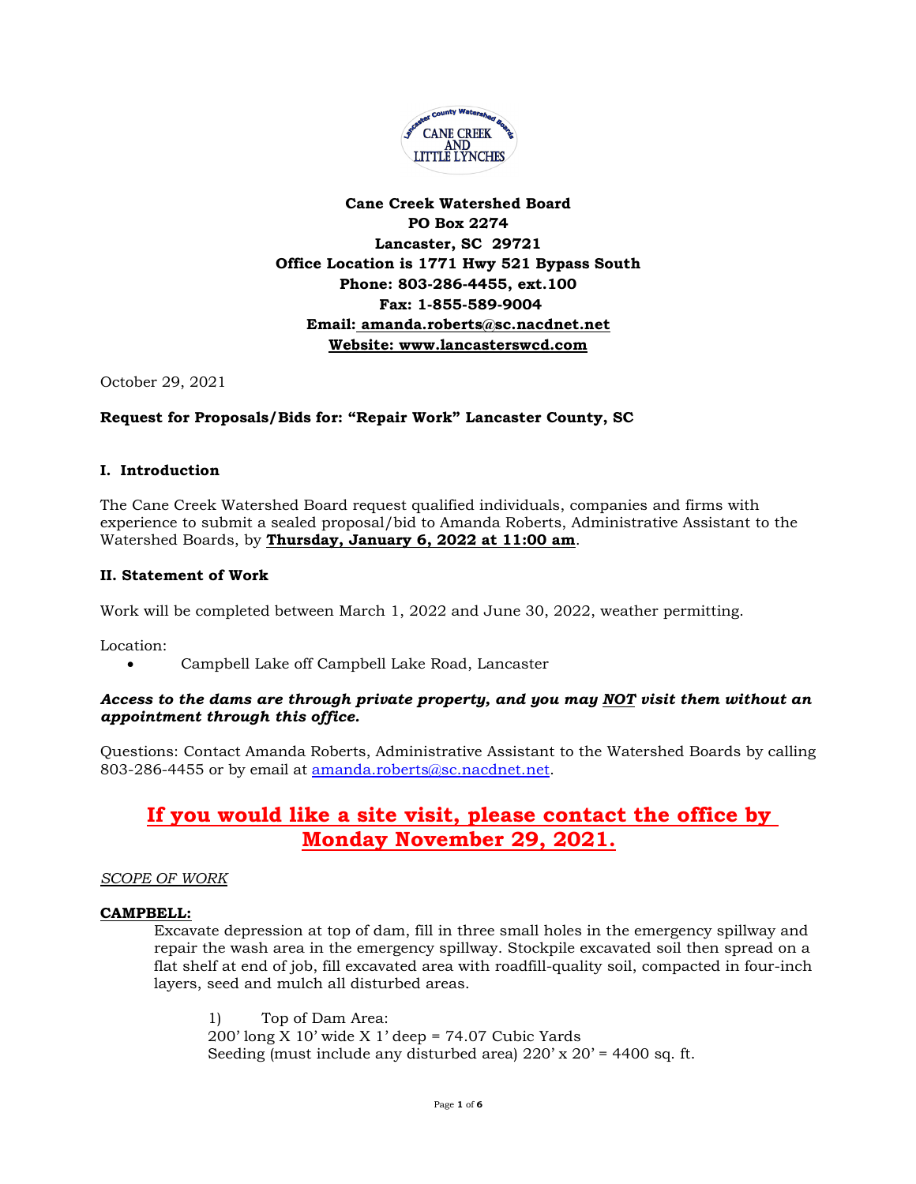**Cane Creek Watershed Board**
**PO Box 2274**
**Lancaster, SC 29721**
**Office Location is 1771 Hwy 521 Bypass South**
**Phone: 803-286-4455, ext.100**
**Fax: 1-855-589-9004**
**Email: amanda.roberts@sc.nacdnet.net**
**Website: www.lancasterswcd.com**

October 29, 2021

**Request for Proposals/Bids for: "Repair Work" Lancaster County, SC**

## I. Introduction

The Cane Creek Watershed Board request qualified individuals, companies and firms with experience to submit a sealed proposal/bid to Amanda Roberts, Administrative Assistant to the Watershed Boards, by **Thursday, January 6, 2022 at 11:00 am**.

## II. Statement of Work

Work will be completed between March 1, 2022 and June 30, 2022, weather permitting.

Location:

- Campbell Lake off Campbell Lake Road, Lancaster

***Access to the dams are through private property, and you may NOT visit them without an appointment through this office.***

Questions: Contact Amanda Roberts, Administrative Assistant to the Watershed Boards by calling 803-286-4455 or by email at amanda.roberts@sc.nacdnet.net.

## If you would like a site visit, please contact the office by Monday November 29, 2021.

*SCOPE OF WORK*

**CAMPBELL:**

Excavate depression at top of dam, fill in three small holes in the emergency spillway and repair the wash area in the emergency spillway. Stockpile excavated soil then spread on a flat shelf at end of job, fill excavated area with roadfill-quality soil, compacted in four-inch layers, seed and mulch all disturbed areas.

1) Top of Dam Area:
200' long X 10' wide X 1' deep = 74.07 Cubic Yards
Seeding (must include any disturbed area) 220' x 20' = 4400 sq. ft.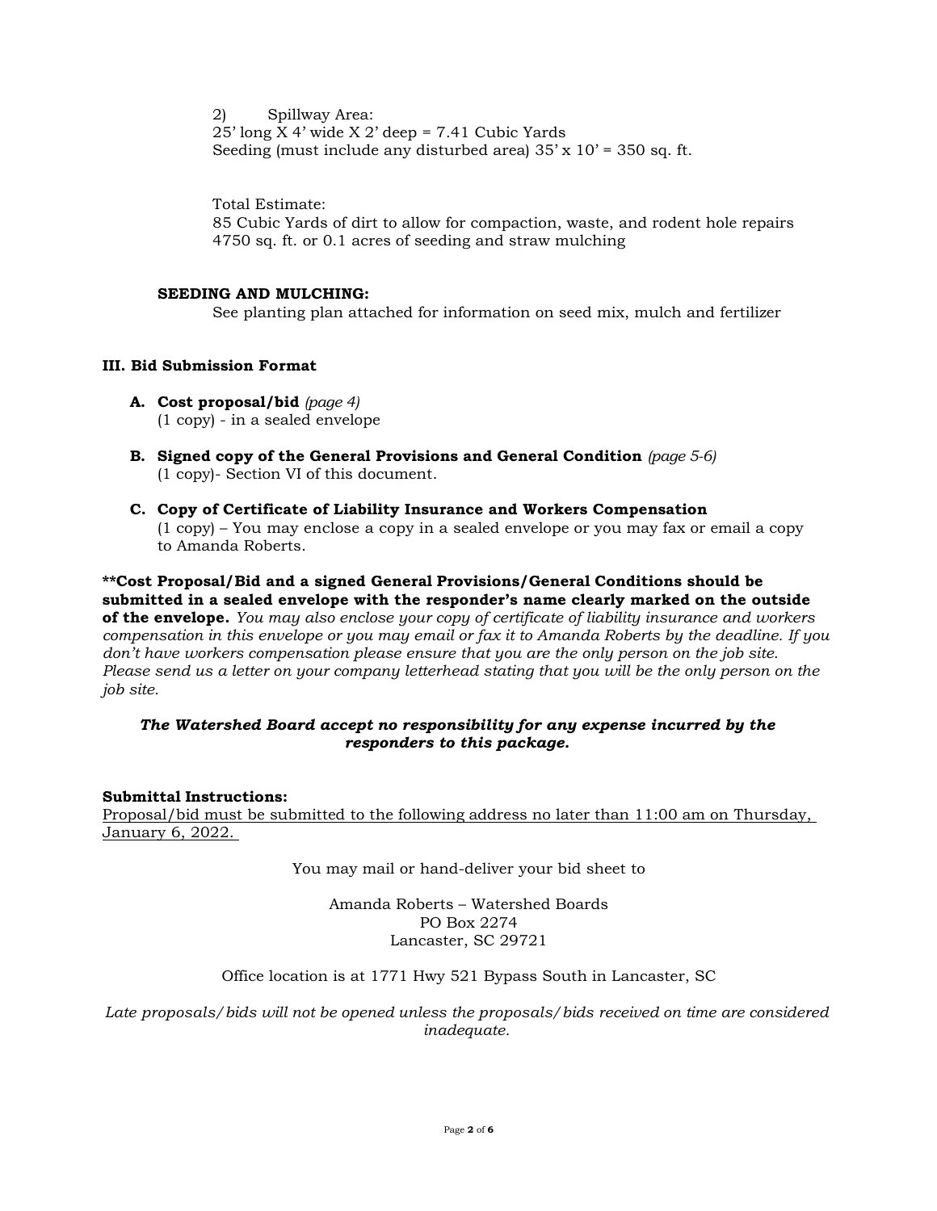2) Spillway Area:
25' long X 4' wide X 2' deep = 7.41 Cubic Yards
Seeding (must include any disturbed area) 35' x 10' = 350 sq. ft.

Total Estimate:
85 Cubic Yards of dirt to allow for compaction, waste, and rodent hole repairs
4750 sq. ft. or 0.1 acres of seeding and straw mulching

**SEEDING AND MULCHING:**
See planting plan attached for information on seed mix, mulch and fertilizer

### III. Bid Submission Format

**A. Cost proposal/bid** *(page 4)*
(1 copy) - in a sealed envelope

**B. Signed copy of the General Provisions and General Condition** *(page 5-6)*
(1 copy)- Section VI of this document.

**C. Copy of Certificate of Liability Insurance and Workers Compensation**
(1 copy) – You may enclose a copy in a sealed envelope or you may fax or email a copy to Amanda Roberts.

****Cost Proposal/Bid and a signed General Provisions/General Conditions should be submitted in a sealed envelope with the responder's name clearly marked on the outside of the envelope.** *You may also enclose your copy of certificate of liability insurance and workers compensation in this envelope or you may email or fax it to Amanda Roberts by the deadline. If you don't have workers compensation please ensure that you are the only person on the job site. Please send us a letter on your company letterhead stating that you will be the only person on the job site.*

***The Watershed Board accept no responsibility for any expense incurred by the responders to this package.***

**Submittal Instructions:**
Proposal/bid must be submitted to the following address no later than 11:00 am on Thursday, January 6, 2022.

You may mail or hand-deliver your bid sheet to

Amanda Roberts – Watershed Boards
PO Box 2274
Lancaster, SC 29721

Office location is at 1771 Hwy 521 Bypass South in Lancaster, SC

*Late proposals/bids will not be opened unless the proposals/bids received on time are considered inadequate.*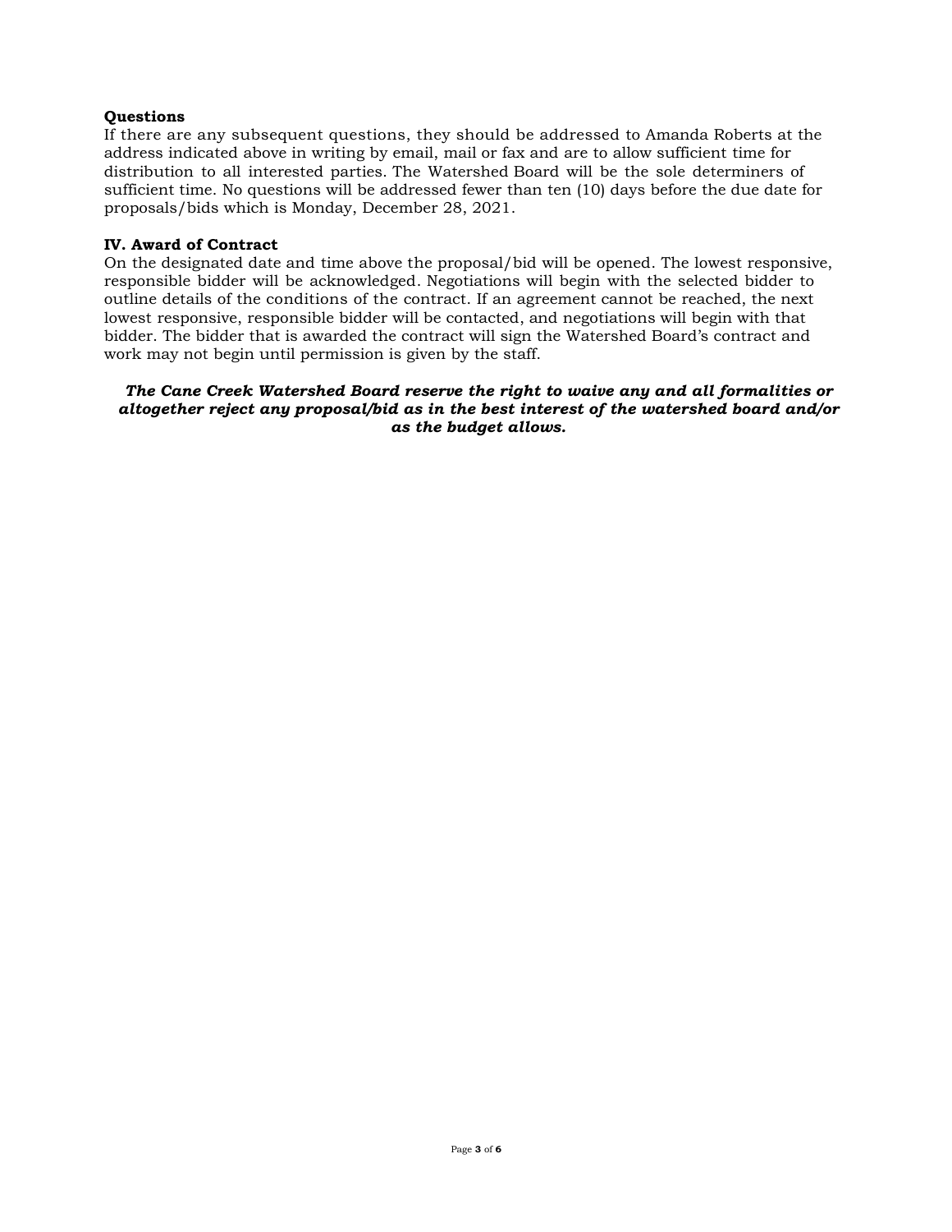**Questions**

If there are any subsequent questions, they should be addressed to Amanda Roberts at the address indicated above in writing by email, mail or fax and are to allow sufficient time for distribution to all interested parties. The Watershed Board will be the sole determiners of sufficient time. No questions will be addressed fewer than ten (10) days before the due date for proposals/bids which is Monday, December 28, 2021.

**IV. Award of Contract**

On the designated date and time above the proposal/bid will be opened. The lowest responsive, responsible bidder will be acknowledged. Negotiations will begin with the selected bidder to outline details of the conditions of the contract. If an agreement cannot be reached, the next lowest responsive, responsible bidder will be contacted, and negotiations will begin with that bidder. The bidder that is awarded the contract will sign the Watershed Board's contract and work may not begin until permission is given by the staff.

***The Cane Creek Watershed Board reserve the right to waive any and all formalities or altogether reject any proposal/bid as in the best interest of the watershed board and/or as the budget allows.***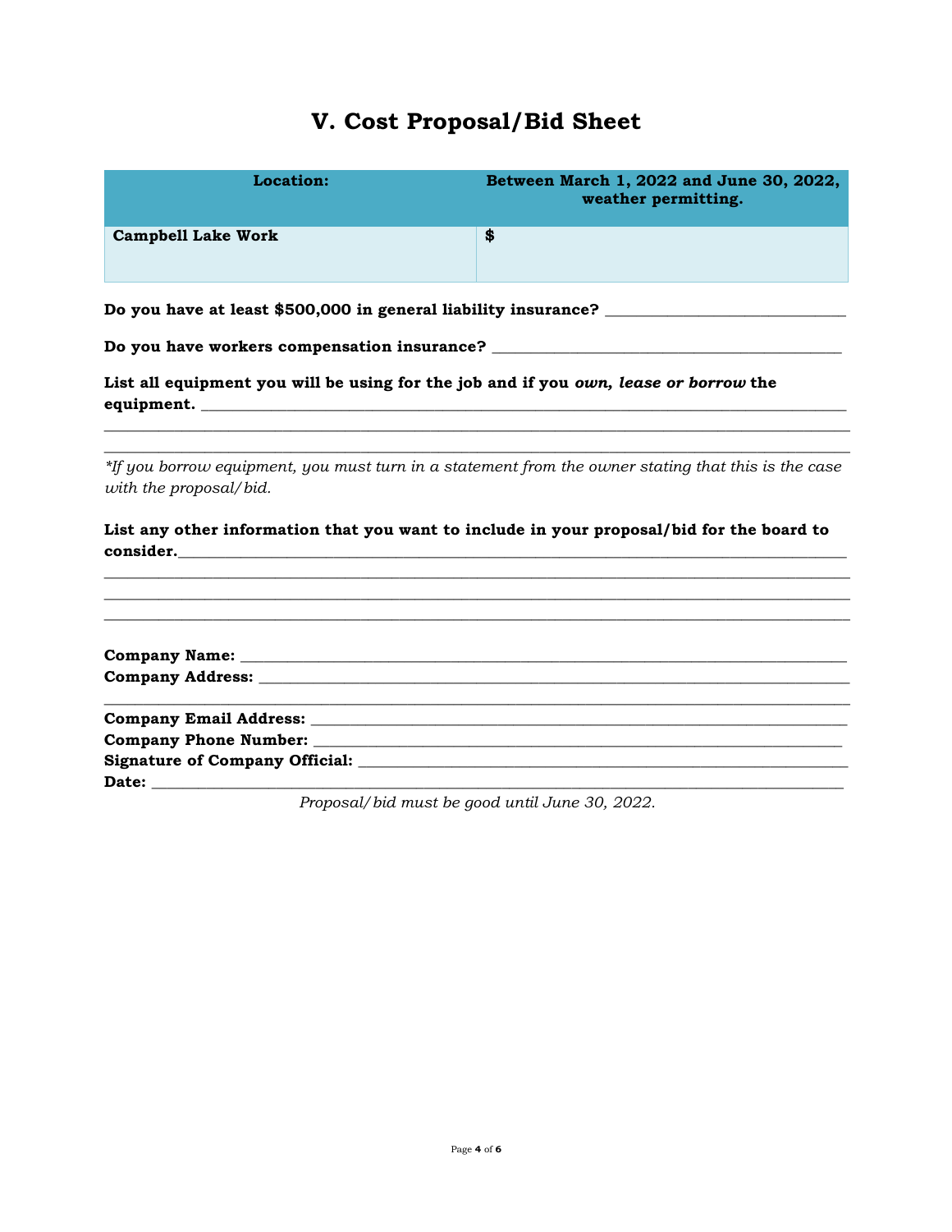# V. Cost Proposal/Bid Sheet

| **Location:** | **Between March 1, 2022 and June 30, 2022, weather permitting.** |
| --- | --- |
| **Campbell Lake Work** | **$** |

**Do you have at least $500,000 in general liability insurance?** ______________________________

**Do you have workers compensation insurance?** ____________________________________________

**List all equipment you will be using for the job and if you *own, lease or borrow* the equipment.** ________________________________________________________________________________
__________________________________________________________________________________________
__________________________________________________________________________________________

*\*If you borrow equipment, you must turn in a statement from the owner stating that this is the case with the proposal/bid.*

**List any other information that you want to include in your proposal/bid for the board to consider.**_________________________________________________________________________________
__________________________________________________________________________________________
__________________________________________________________________________________________
__________________________________________________________________________________________

**Company Name:** _________________________________________________________________________
**Company Address:** ______________________________________________________________________
__________________________________________________________________________________________
**Company Email Address:** _________________________________________________________________
**Company Phone Number:** _________________________________________________________________
**Signature of Company Official:** ___________________________________________________________
**Date:** __________________________________________________________________________________

*Proposal/bid must be good until June 30, 2022.*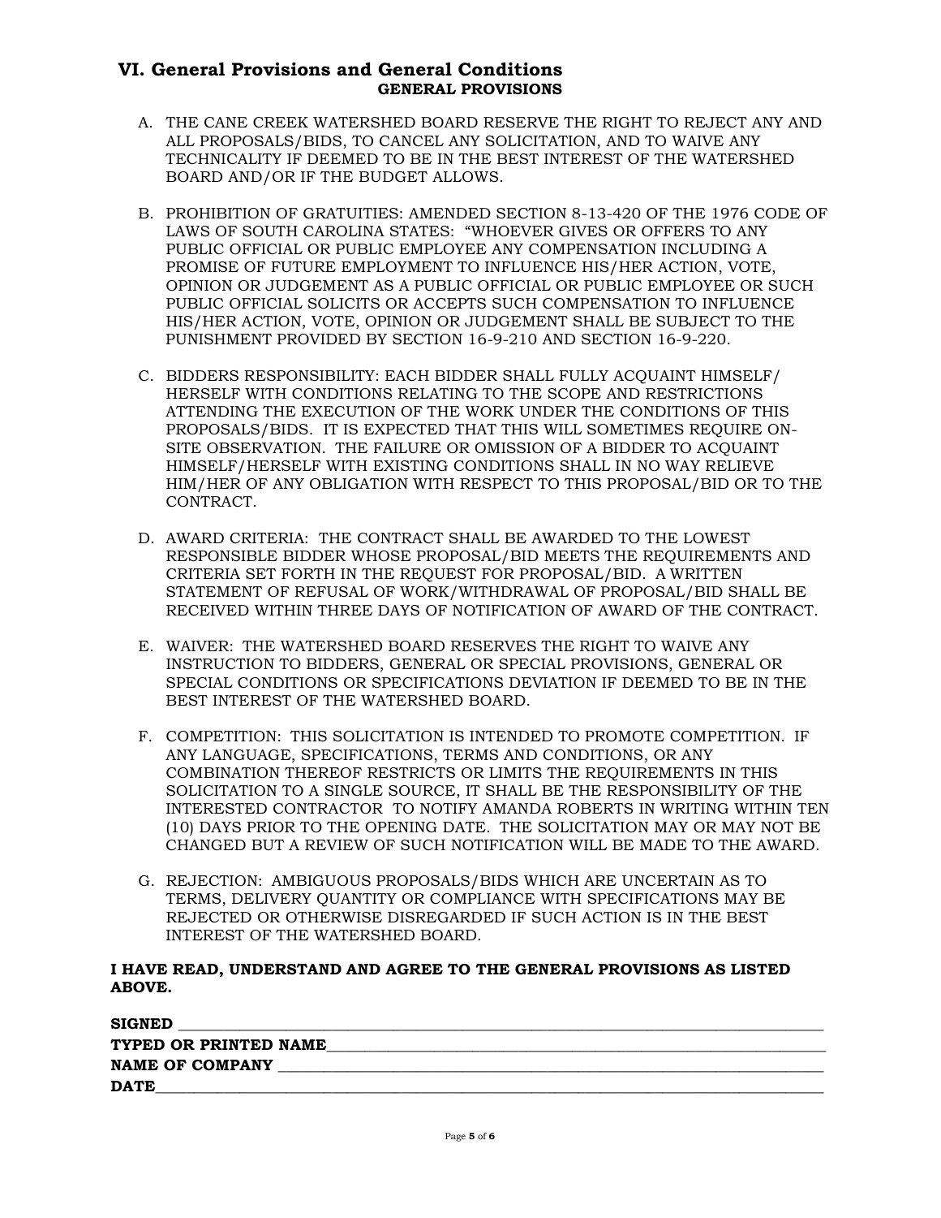## VI. General Provisions and General Conditions

### GENERAL PROVISIONS

A. THE CANE CREEK WATERSHED BOARD RESERVE THE RIGHT TO REJECT ANY AND ALL PROPOSALS/BIDS, TO CANCEL ANY SOLICITATION, AND TO WAIVE ANY TECHNICALITY IF DEEMED TO BE IN THE BEST INTEREST OF THE WATERSHED BOARD AND/OR IF THE BUDGET ALLOWS.

B. PROHIBITION OF GRATUITIES: AMENDED SECTION 8-13-420 OF THE 1976 CODE OF LAWS OF SOUTH CAROLINA STATES: "WHOEVER GIVES OR OFFERS TO ANY PUBLIC OFFICIAL OR PUBLIC EMPLOYEE ANY COMPENSATION INCLUDING A PROMISE OF FUTURE EMPLOYMENT TO INFLUENCE HIS/HER ACTION, VOTE, OPINION OR JUDGEMENT AS A PUBLIC OFFICIAL OR PUBLIC EMPLOYEE OR SUCH PUBLIC OFFICIAL SOLICITS OR ACCEPTS SUCH COMPENSATION TO INFLUENCE HIS/HER ACTION, VOTE, OPINION OR JUDGEMENT SHALL BE SUBJECT TO THE PUNISHMENT PROVIDED BY SECTION 16-9-210 AND SECTION 16-9-220.

C. BIDDERS RESPONSIBILITY: EACH BIDDER SHALL FULLY ACQUAINT HIMSELF/ HERSELF WITH CONDITIONS RELATING TO THE SCOPE AND RESTRICTIONS ATTENDING THE EXECUTION OF THE WORK UNDER THE CONDITIONS OF THIS PROPOSALS/BIDS. IT IS EXPECTED THAT THIS WILL SOMETIMES REQUIRE ON-SITE OBSERVATION. THE FAILURE OR OMISSION OF A BIDDER TO ACQUAINT HIMSELF/HERSELF WITH EXISTING CONDITIONS SHALL IN NO WAY RELIEVE HIM/HER OF ANY OBLIGATION WITH RESPECT TO THIS PROPOSAL/BID OR TO THE CONTRACT.

D. AWARD CRITERIA: THE CONTRACT SHALL BE AWARDED TO THE LOWEST RESPONSIBLE BIDDER WHOSE PROPOSAL/BID MEETS THE REQUIREMENTS AND CRITERIA SET FORTH IN THE REQUEST FOR PROPOSAL/BID. A WRITTEN STATEMENT OF REFUSAL OF WORK/WITHDRAWAL OF PROPOSAL/BID SHALL BE RECEIVED WITHIN THREE DAYS OF NOTIFICATION OF AWARD OF THE CONTRACT.

E. WAIVER: THE WATERSHED BOARD RESERVES THE RIGHT TO WAIVE ANY INSTRUCTION TO BIDDERS, GENERAL OR SPECIAL PROVISIONS, GENERAL OR SPECIAL CONDITIONS OR SPECIFICATIONS DEVIATION IF DEEMED TO BE IN THE BEST INTEREST OF THE WATERSHED BOARD.

F. COMPETITION: THIS SOLICITATION IS INTENDED TO PROMOTE COMPETITION. IF ANY LANGUAGE, SPECIFICATIONS, TERMS AND CONDITIONS, OR ANY COMBINATION THEREOF RESTRICTS OR LIMITS THE REQUIREMENTS IN THIS SOLICITATION TO A SINGLE SOURCE, IT SHALL BE THE RESPONSIBILITY OF THE INTERESTED CONTRACTOR TO NOTIFY AMANDA ROBERTS IN WRITING WITHIN TEN (10) DAYS PRIOR TO THE OPENING DATE. THE SOLICITATION MAY OR MAY NOT BE CHANGED BUT A REVIEW OF SUCH NOTIFICATION WILL BE MADE TO THE AWARD.

G. REJECTION: AMBIGUOUS PROPOSALS/BIDS WHICH ARE UNCERTAIN AS TO TERMS, DELIVERY QUANTITY OR COMPLIANCE WITH SPECIFICATIONS MAY BE REJECTED OR OTHERWISE DISREGARDED IF SUCH ACTION IS IN THE BEST INTEREST OF THE WATERSHED BOARD.

**I HAVE READ, UNDERSTAND AND AGREE TO THE GENERAL PROVISIONS AS LISTED ABOVE.**

**SIGNED** ______________________________________________

**TYPED OR PRINTED NAME**______________________________________________

**NAME OF COMPANY** ______________________________________________

**DATE**______________________________________________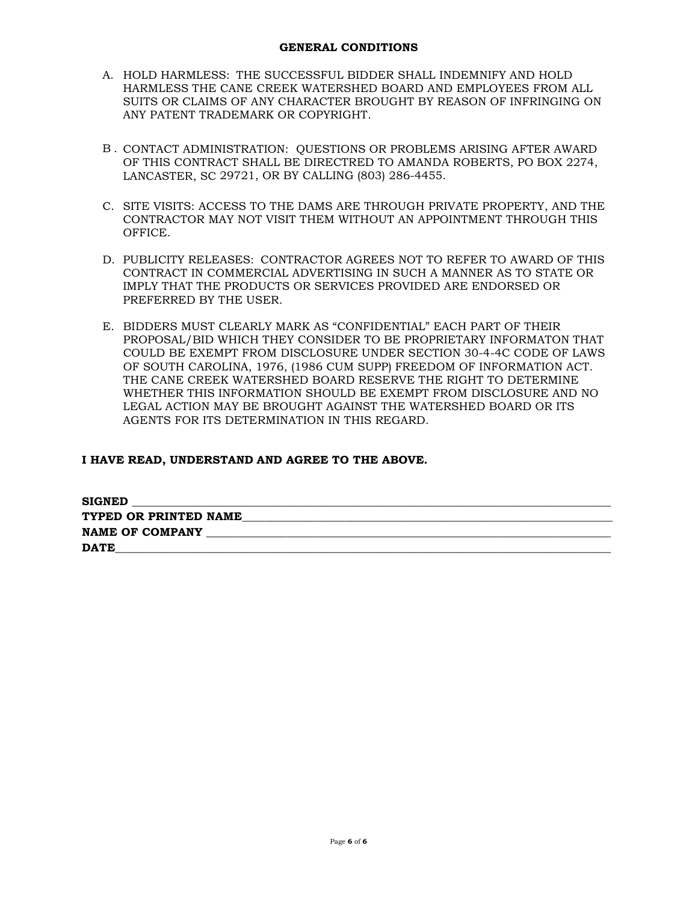**GENERAL CONDITIONS**

A. HOLD HARMLESS: THE SUCCESSFUL BIDDER SHALL INDEMNIFY AND HOLD HARMLESS THE CANE CREEK WATERSHED BOARD AND EMPLOYEES FROM ALL SUITS OR CLAIMS OF ANY CHARACTER BROUGHT BY REASON OF INFRINGING ON ANY PATENT TRADEMARK OR COPYRIGHT.

B . CONTACT ADMINISTRATION: QUESTIONS OR PROBLEMS ARISING AFTER AWARD OF THIS CONTRACT SHALL BE DIRECTRED TO AMANDA ROBERTS, PO BOX 2274, LANCASTER, SC 29721, OR BY CALLING (803) 286-4455.

C. SITE VISITS: ACCESS TO THE DAMS ARE THROUGH PRIVATE PROPERTY, AND THE CONTRACTOR MAY NOT VISIT THEM WITHOUT AN APPOINTMENT THROUGH THIS OFFICE.

D. PUBLICITY RELEASES: CONTRACTOR AGREES NOT TO REFER TO AWARD OF THIS CONTRACT IN COMMERCIAL ADVERTISING IN SUCH A MANNER AS TO STATE OR IMPLY THAT THE PRODUCTS OR SERVICES PROVIDED ARE ENDORSED OR PREFERRED BY THE USER.

E. BIDDERS MUST CLEARLY MARK AS "CONFIDENTIAL" EACH PART OF THEIR PROPOSAL/BID WHICH THEY CONSIDER TO BE PROPRIETARY INFORMATON THAT COULD BE EXEMPT FROM DISCLOSURE UNDER SECTION 30-4-4C CODE OF LAWS OF SOUTH CAROLINA, 1976, (1986 CUM SUPP) FREEDOM OF INFORMATION ACT. THE CANE CREEK WATERSHED BOARD RESERVE THE RIGHT TO DETERMINE WHETHER THIS INFORMATION SHOULD BE EXEMPT FROM DISCLOSURE AND NO LEGAL ACTION MAY BE BROUGHT AGAINST THE WATERSHED BOARD OR ITS AGENTS FOR ITS DETERMINATION IN THIS REGARD.

**I HAVE READ, UNDERSTAND AND AGREE TO THE ABOVE.**

**SIGNED** ____________________________________________

**TYPED OR PRINTED NAME**____________________________________________

**NAME OF COMPANY** ____________________________________________

**DATE**____________________________________________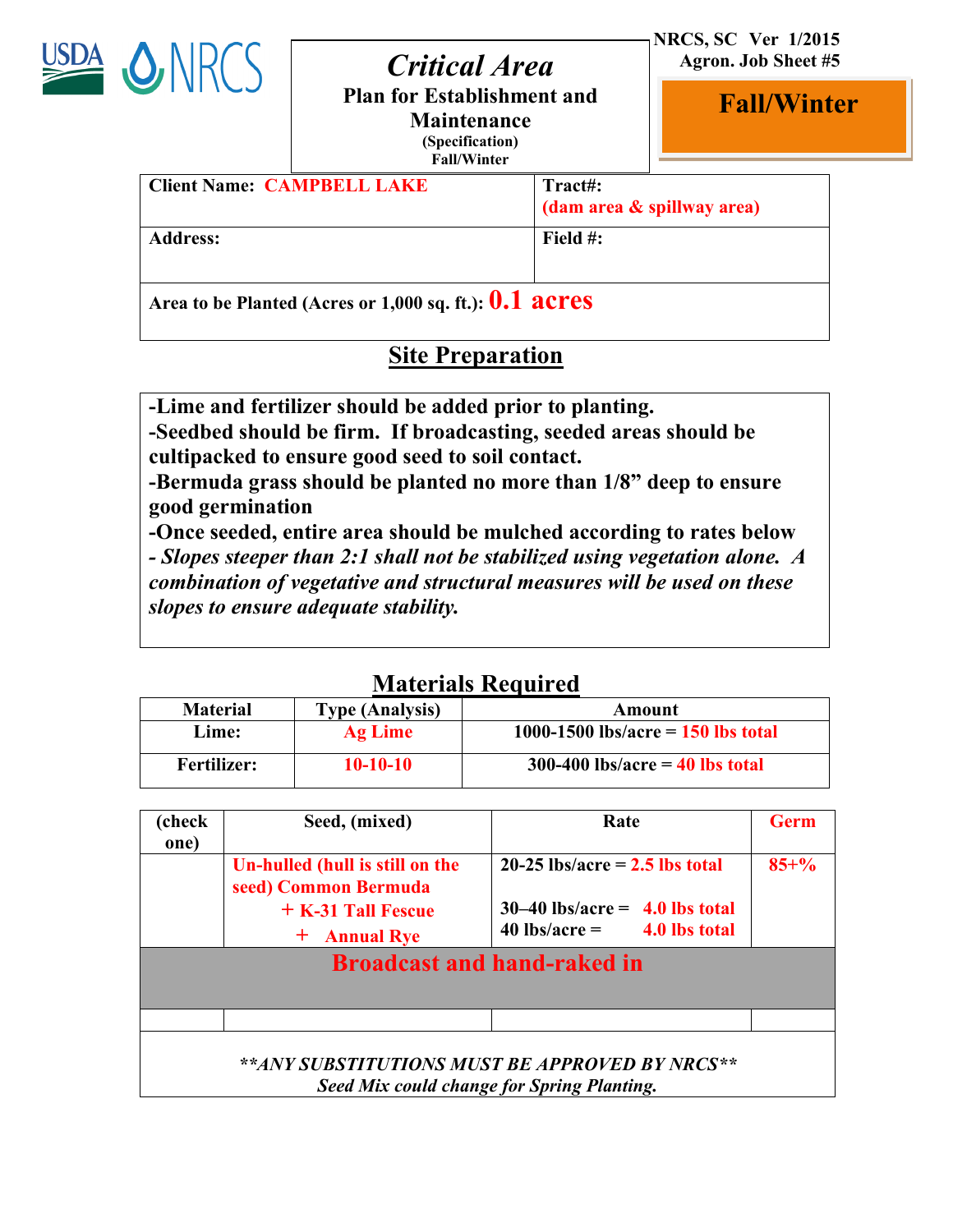NRCS, SC Ver 1/2015
Agron. Job Sheet #5

# *Critical Area*

**Plan for Establishment and Maintenance**
**(Specification)**
**Fall/Winter**

**Fall/Winter**

| Client Name: CAMPBELL LAKE | Tract#: (dam area & spillway area) |
|---|---|
| Address: | Field #: |
| Area to be Planted (Acres or 1,000 sq. ft.): **0.1 acres** | |

## Site Preparation

**-Lime and fertilizer should be added prior to planting.**
**-Seedbed should be firm. If broadcasting, seeded areas should be cultipacked to ensure good seed to soil contact.**
**-Bermuda grass should be planted no more than 1/8" deep to ensure good germination**
**-Once seeded, entire area should be mulched according to rates below**
***- Slopes steeper than 2:1 shall not be stabilized using vegetation alone. A combination of vegetative and structural measures will be used on these slopes to ensure adequate stability.***

## Materials Required

| Material | Type (Analysis) | Amount |
|---|---|---|
| Lime: | Ag Lime | 1000-1500 lbs/acre = 150 lbs total |
| Fertilizer: | 10-10-10 | 300-400 lbs/acre = 40 lbs total |

| (check one) | Seed, (mixed) | Rate | Germ |
|---|---|---|---|
| | Un-hulled (hull is still on the seed) Common Bermuda + K-31 Tall Fescue + Annual Rye | 20-25 lbs/acre = 2.5 lbs total<br>30–40 lbs/acre = 4.0 lbs total<br>40 lbs/acre = 4.0 lbs total | 85+% |
| **Broadcast and hand-raked in** | | | |
| | | | |

***\*\*ANY SUBSTITUTIONS MUST BE APPROVED BY NRCS\*\****
*Seed Mix could change for Spring Planting.*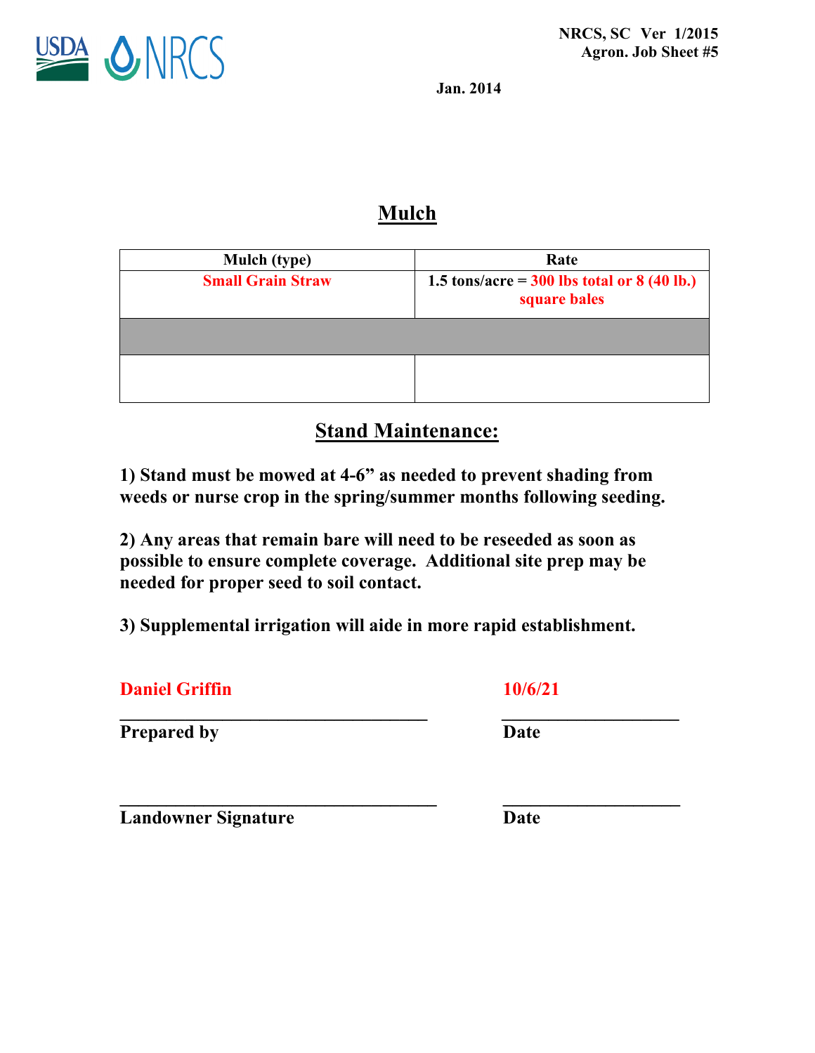NRCS, SC Ver 1/2015
Agron. Job Sheet #5

Jan. 2014

# Mulch

| Mulch (type) | Rate |
|---|---|
| Small Grain Straw | 1.5 tons/acre = 300 lbs total or 8 (40 lb.) square bales |
| | |
| | |

## Stand Maintenance:

**1) Stand must be mowed at 4-6" as needed to prevent shading from weeds or nurse crop in the spring/summer months following seeding.**

**2) Any areas that remain bare will need to be reseeded as soon as possible to ensure complete coverage. Additional site prep may be needed for proper seed to soil contact.**

**3) Supplemental irrigation will aide in more rapid establishment.**

Daniel Griffin ______________________ 10/6/21 ______________

**Prepared by** **Date**

______________________ ______________

**Landowner Signature** **Date**